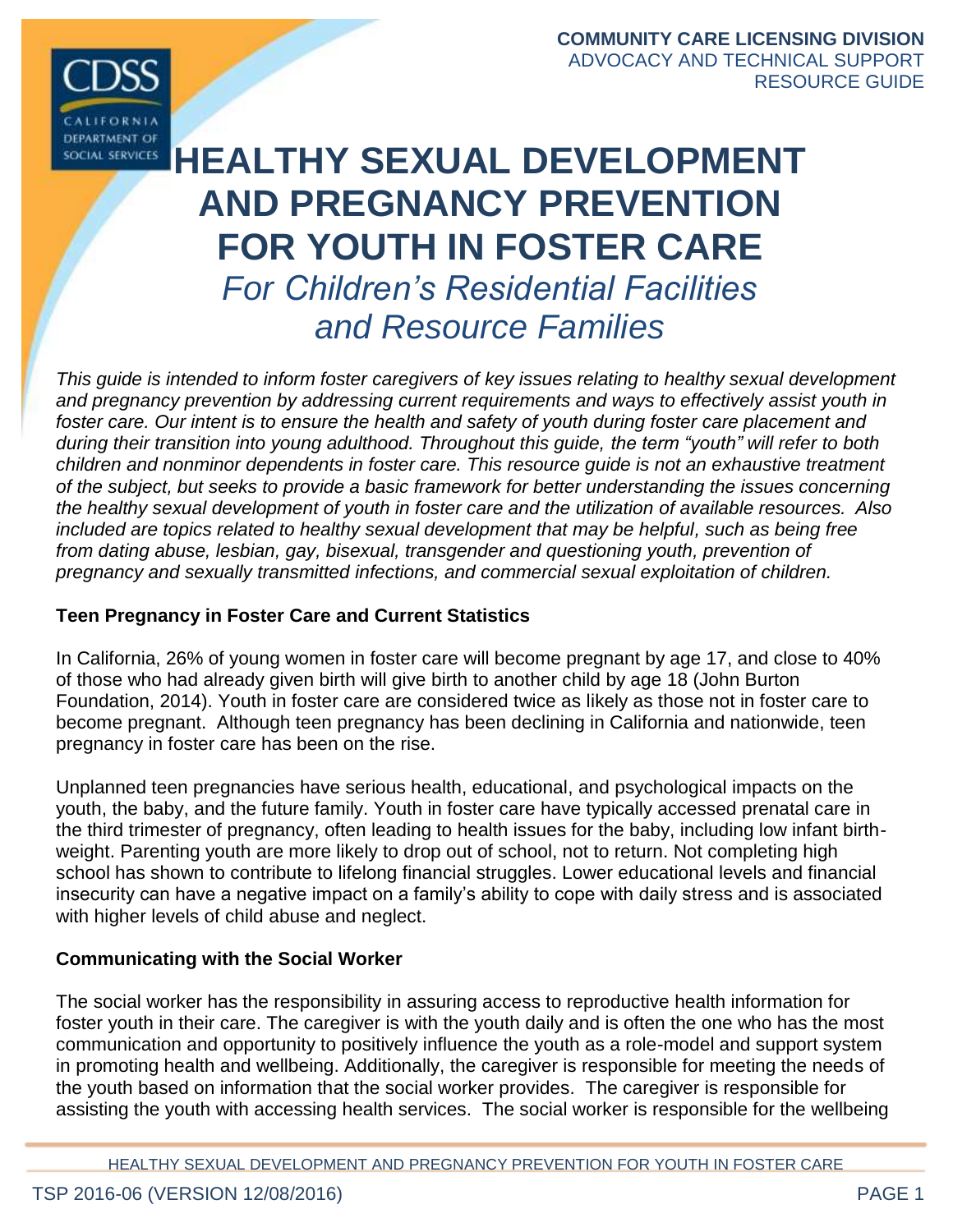**COMMUNITY CARE LICENSING DIVISION**
ADVOCACY AND TECHNICAL SUPPORT
RESOURCE GUIDE

# HEALTHY SEXUAL DEVELOPMENT AND PREGNANCY PREVENTION FOR YOUTH IN FOSTER CARE

## *For Children's Residential Facilities and Resource Families*

*This guide is intended to inform foster caregivers of key issues relating to healthy sexual development and pregnancy prevention by addressing current requirements and ways to effectively assist youth in foster care. Our intent is to ensure the health and safety of youth during foster care placement and during their transition into young adulthood. Throughout this guide, the term "youth" will refer to both children and nonminor dependents in foster care. This resource guide is not an exhaustive treatment of the subject, but seeks to provide a basic framework for better understanding the issues concerning the healthy sexual development of youth in foster care and the utilization of available resources. Also included are topics related to healthy sexual development that may be helpful, such as being free from dating abuse, lesbian, gay, bisexual, transgender and questioning youth, prevention of pregnancy and sexually transmitted infections, and commercial sexual exploitation of children.*

### Teen Pregnancy in Foster Care and Current Statistics

In California, 26% of young women in foster care will become pregnant by age 17, and close to 40% of those who had already given birth will give birth to another child by age 18 (John Burton Foundation, 2014). Youth in foster care are considered twice as likely as those not in foster care to become pregnant. Although teen pregnancy has been declining in California and nationwide, teen pregnancy in foster care has been on the rise.

Unplanned teen pregnancies have serious health, educational, and psychological impacts on the youth, the baby, and the future family. Youth in foster care have typically accessed prenatal care in the third trimester of pregnancy, often leading to health issues for the baby, including low infant birth-weight. Parenting youth are more likely to drop out of school, not to return. Not completing high school has shown to contribute to lifelong financial struggles. Lower educational levels and financial insecurity can have a negative impact on a family's ability to cope with daily stress and is associated with higher levels of child abuse and neglect.

### Communicating with the Social Worker

The social worker has the responsibility in assuring access to reproductive health information for foster youth in their care. The caregiver is with the youth daily and is often the one who has the most communication and opportunity to positively influence the youth as a role-model and support system in promoting health and wellbeing. Additionally, the caregiver is responsible for meeting the needs of the youth based on information that the social worker provides. The caregiver is responsible for assisting the youth with accessing health services. The social worker is responsible for the wellbeing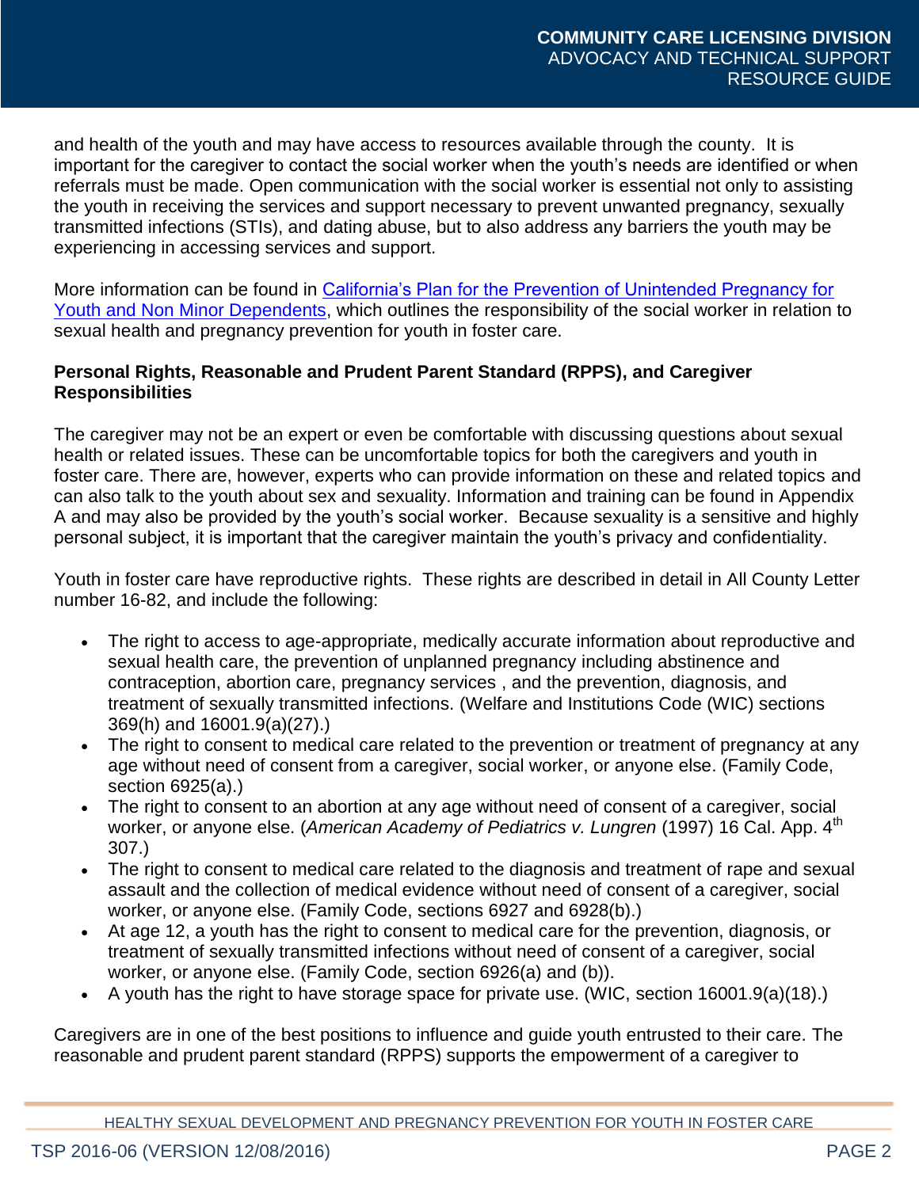and health of the youth and may have access to resources available through the county. It is important for the caregiver to contact the social worker when the youth's needs are identified or when referrals must be made. Open communication with the social worker is essential not only to assisting the youth in receiving the services and support necessary to prevent unwanted pregnancy, sexually transmitted infections (STIs), and dating abuse, but to also address any barriers the youth may be experiencing in accessing services and support.

More information can be found in [California's Plan for the Prevention of Unintended Pregnancy for Youth and Non Minor Dependents](), which outlines the responsibility of the social worker in relation to sexual health and pregnancy prevention for youth in foster care.

**Personal Rights, Reasonable and Prudent Parent Standard (RPPS), and Caregiver Responsibilities**

The caregiver may not be an expert or even be comfortable with discussing questions about sexual health or related issues. These can be uncomfortable topics for both the caregivers and youth in foster care. There are, however, experts who can provide information on these and related topics and can also talk to the youth about sex and sexuality. Information and training can be found in Appendix A and may also be provided by the youth's social worker. Because sexuality is a sensitive and highly personal subject, it is important that the caregiver maintain the youth's privacy and confidentiality.

Youth in foster care have reproductive rights. These rights are described in detail in All County Letter number 16-82, and include the following:

- The right to access to age-appropriate, medically accurate information about reproductive and sexual health care, the prevention of unplanned pregnancy including abstinence and contraception, abortion care, pregnancy services , and the prevention, diagnosis, and treatment of sexually transmitted infections. (Welfare and Institutions Code (WIC) sections 369(h) and 16001.9(a)(27).)
- The right to consent to medical care related to the prevention or treatment of pregnancy at any age without need of consent from a caregiver, social worker, or anyone else. (Family Code, section 6925(a).)
- The right to consent to an abortion at any age without need of consent of a caregiver, social worker, or anyone else. (*American Academy of Pediatrics v. Lungren* (1997) 16 Cal. App. 4th 307.)
- The right to consent to medical care related to the diagnosis and treatment of rape and sexual assault and the collection of medical evidence without need of consent of a caregiver, social worker, or anyone else. (Family Code, sections 6927 and 6928(b).)
- At age 12, a youth has the right to consent to medical care for the prevention, diagnosis, or treatment of sexually transmitted infections without need of consent of a caregiver, social worker, or anyone else. (Family Code, section 6926(a) and (b)).
- A youth has the right to have storage space for private use. (WIC, section 16001.9(a)(18).)

Caregivers are in one of the best positions to influence and guide youth entrusted to their care. The reasonable and prudent parent standard (RPPS) supports the empowerment of a caregiver to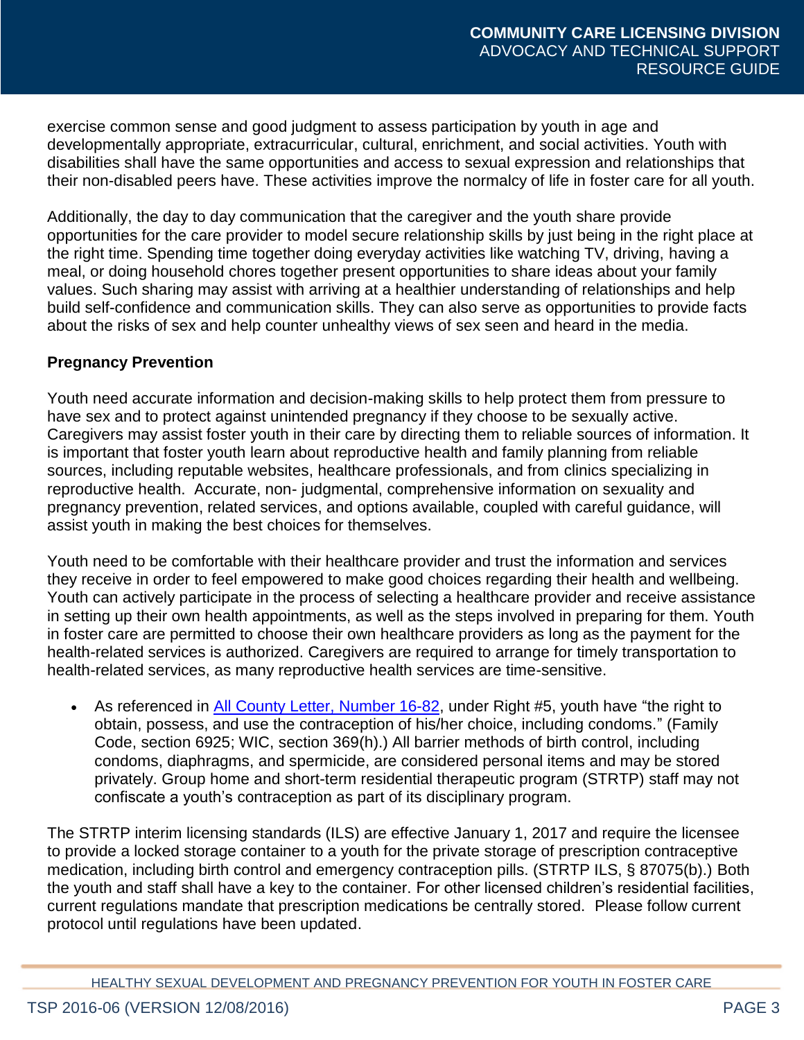exercise common sense and good judgment to assess participation by youth in age and developmentally appropriate, extracurricular, cultural, enrichment, and social activities. Youth with disabilities shall have the same opportunities and access to sexual expression and relationships that their non-disabled peers have. These activities improve the normalcy of life in foster care for all youth.

Additionally, the day to day communication that the caregiver and the youth share provide opportunities for the care provider to model secure relationship skills by just being in the right place at the right time. Spending time together doing everyday activities like watching TV, driving, having a meal, or doing household chores together present opportunities to share ideas about your family values. Such sharing may assist with arriving at a healthier understanding of relationships and help build self-confidence and communication skills. They can also serve as opportunities to provide facts about the risks of sex and help counter unhealthy views of sex seen and heard in the media.

**Pregnancy Prevention**

Youth need accurate information and decision-making skills to help protect them from pressure to have sex and to protect against unintended pregnancy if they choose to be sexually active. Caregivers may assist foster youth in their care by directing them to reliable sources of information. It is important that foster youth learn about reproductive health and family planning from reliable sources, including reputable websites, healthcare professionals, and from clinics specializing in reproductive health. Accurate, non- judgmental, comprehensive information on sexuality and pregnancy prevention, related services, and options available, coupled with careful guidance, will assist youth in making the best choices for themselves.

Youth need to be comfortable with their healthcare provider and trust the information and services they receive in order to feel empowered to make good choices regarding their health and wellbeing. Youth can actively participate in the process of selecting a healthcare provider and receive assistance in setting up their own health appointments, as well as the steps involved in preparing for them. Youth in foster care are permitted to choose their own healthcare providers as long as the payment for the health-related services is authorized. Caregivers are required to arrange for timely transportation to health-related services, as many reproductive health services are time-sensitive.

- As referenced in All County Letter, Number 16-82, under Right #5, youth have "the right to obtain, possess, and use the contraception of his/her choice, including condoms." (Family Code, section 6925; WIC, section 369(h).) All barrier methods of birth control, including condoms, diaphragms, and spermicide, are considered personal items and may be stored privately. Group home and short-term residential therapeutic program (STRTP) staff may not confiscate a youth's contraception as part of its disciplinary program.

The STRTP interim licensing standards (ILS) are effective January 1, 2017 and require the licensee to provide a locked storage container to a youth for the private storage of prescription contraceptive medication, including birth control and emergency contraception pills. (STRTP ILS, § 87075(b).) Both the youth and staff shall have a key to the container. For other licensed children's residential facilities, current regulations mandate that prescription medications be centrally stored. Please follow current protocol until regulations have been updated.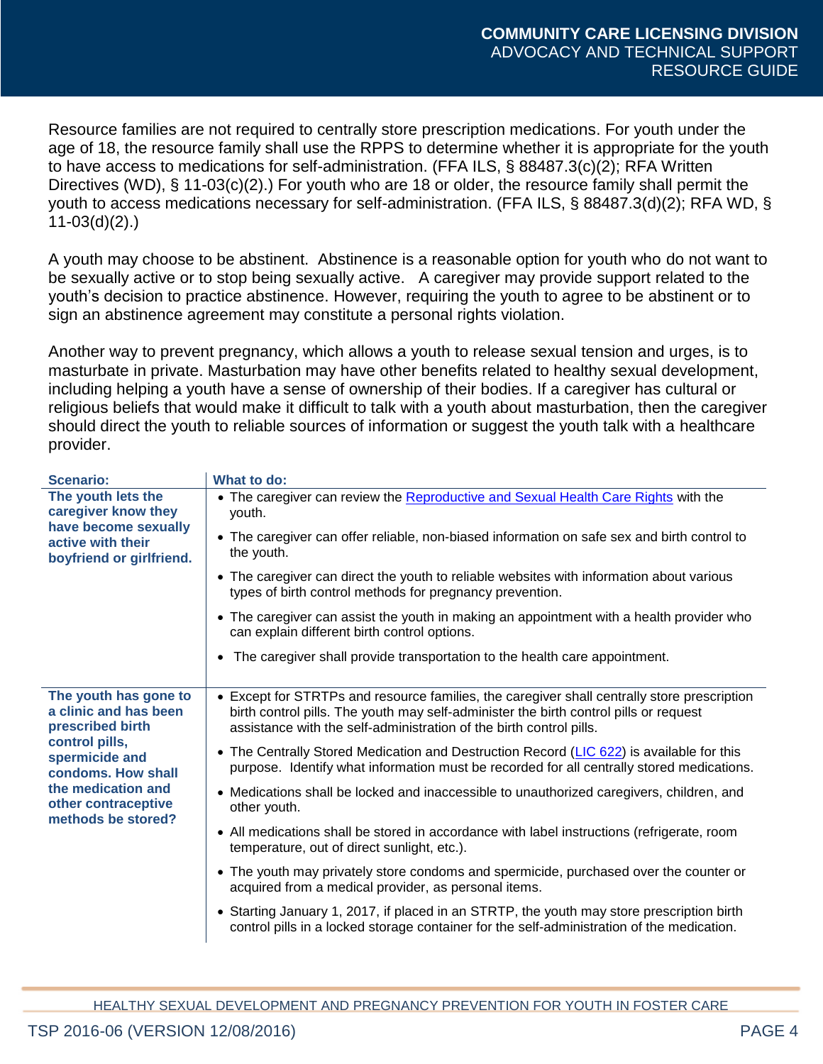Resource families are not required to centrally store prescription medications. For youth under the age of 18, the resource family shall use the RPPS to determine whether it is appropriate for the youth to have access to medications for self-administration. (FFA ILS, § 88487.3(c)(2); RFA Written Directives (WD), § 11-03(c)(2).) For youth who are 18 or older, the resource family shall permit the youth to access medications necessary for self-administration. (FFA ILS, § 88487.3(d)(2); RFA WD, § 11-03(d)(2).)

A youth may choose to be abstinent. Abstinence is a reasonable option for youth who do not want to be sexually active or to stop being sexually active. A caregiver may provide support related to the youth's decision to practice abstinence. However, requiring the youth to agree to be abstinent or to sign an abstinence agreement may constitute a personal rights violation.

Another way to prevent pregnancy, which allows a youth to release sexual tension and urges, is to masturbate in private. Masturbation may have other benefits related to healthy sexual development, including helping a youth have a sense of ownership of their bodies. If a caregiver has cultural or religious beliefs that would make it difficult to talk with a youth about masturbation, then the caregiver should direct the youth to reliable sources of information or suggest the youth talk with a healthcare provider.

| Scenario: | What to do: |
|---|---|
| **The youth lets the caregiver know they have become sexually active with their boyfriend or girlfriend.** | • The caregiver can review the Reproductive and Sexual Health Care Rights with the youth.<br>• The caregiver can offer reliable, non-biased information on safe sex and birth control to the youth.<br>• The caregiver can direct the youth to reliable websites with information about various types of birth control methods for pregnancy prevention.<br>• The caregiver can assist the youth in making an appointment with a health provider who can explain different birth control options.<br>• The caregiver shall provide transportation to the health care appointment. |
| **The youth has gone to a clinic and has been prescribed birth control pills, spermicide and condoms. How shall the medication and other contraceptive methods be stored?** | • Except for STRTPs and resource families, the caregiver shall centrally store prescription birth control pills. The youth may self-administer the birth control pills or request assistance with the self-administration of the birth control pills.<br>• The Centrally Stored Medication and Destruction Record (LIC 622) is available for this purpose. Identify what information must be recorded for all centrally stored medications.<br>• Medications shall be locked and inaccessible to unauthorized caregivers, children, and other youth.<br>• All medications shall be stored in accordance with label instructions (refrigerate, room temperature, out of direct sunlight, etc.).<br>• The youth may privately store condoms and spermicide, purchased over the counter or acquired from a medical provider, as personal items.<br>• Starting January 1, 2017, if placed in an STRTP, the youth may store prescription birth control pills in a locked storage container for the self-administration of the medication. |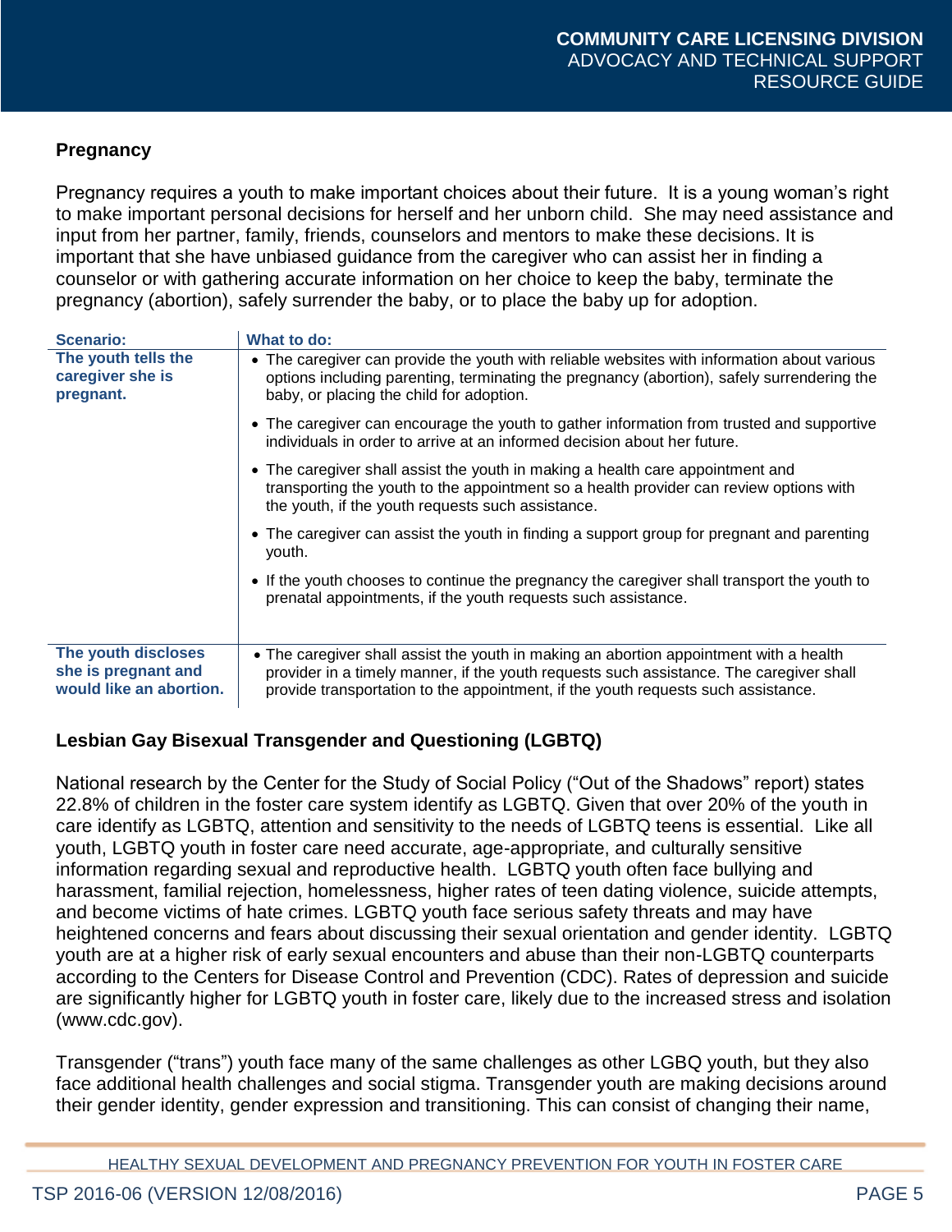## Pregnancy

Pregnancy requires a youth to make important choices about their future. It is a young woman's right to make important personal decisions for herself and her unborn child. She may need assistance and input from her partner, family, friends, counselors and mentors to make these decisions. It is important that she have unbiased guidance from the caregiver who can assist her in finding a counselor or with gathering accurate information on her choice to keep the baby, terminate the pregnancy (abortion), safely surrender the baby, or to place the baby up for adoption.

| Scenario: | What to do: |
| --- | --- |
| **The youth tells the caregiver she is pregnant.** | • The caregiver can provide the youth with reliable websites with information about various options including parenting, terminating the pregnancy (abortion), safely surrendering the baby, or placing the child for adoption.<br>• The caregiver can encourage the youth to gather information from trusted and supportive individuals in order to arrive at an informed decision about her future.<br>• The caregiver shall assist the youth in making a health care appointment and transporting the youth to the appointment so a health provider can review options with the youth, if the youth requests such assistance.<br>• The caregiver can assist the youth in finding a support group for pregnant and parenting youth.<br>• If the youth chooses to continue the pregnancy the caregiver shall transport the youth to prenatal appointments, if the youth requests such assistance. |
| **The youth discloses she is pregnant and would like an abortion.** | • The caregiver shall assist the youth in making an abortion appointment with a health provider in a timely manner, if the youth requests such assistance. The caregiver shall provide transportation to the appointment, if the youth requests such assistance. |

## Lesbian Gay Bisexual Transgender and Questioning (LGBTQ)

National research by the Center for the Study of Social Policy ("Out of the Shadows" report) states 22.8% of children in the foster care system identify as LGBTQ. Given that over 20% of the youth in care identify as LGBTQ, attention and sensitivity to the needs of LGBTQ teens is essential. Like all youth, LGBTQ youth in foster care need accurate, age-appropriate, and culturally sensitive information regarding sexual and reproductive health. LGBTQ youth often face bullying and harassment, familial rejection, homelessness, higher rates of teen dating violence, suicide attempts, and become victims of hate crimes. LGBTQ youth face serious safety threats and may have heightened concerns and fears about discussing their sexual orientation and gender identity. LGBTQ youth are at a higher risk of early sexual encounters and abuse than their non-LGBTQ counterparts according to the Centers for Disease Control and Prevention (CDC). Rates of depression and suicide are significantly higher for LGBTQ youth in foster care, likely due to the increased stress and isolation (www.cdc.gov).

Transgender ("trans") youth face many of the same challenges as other LGBQ youth, but they also face additional health challenges and social stigma. Transgender youth are making decisions around their gender identity, gender expression and transitioning. This can consist of changing their name,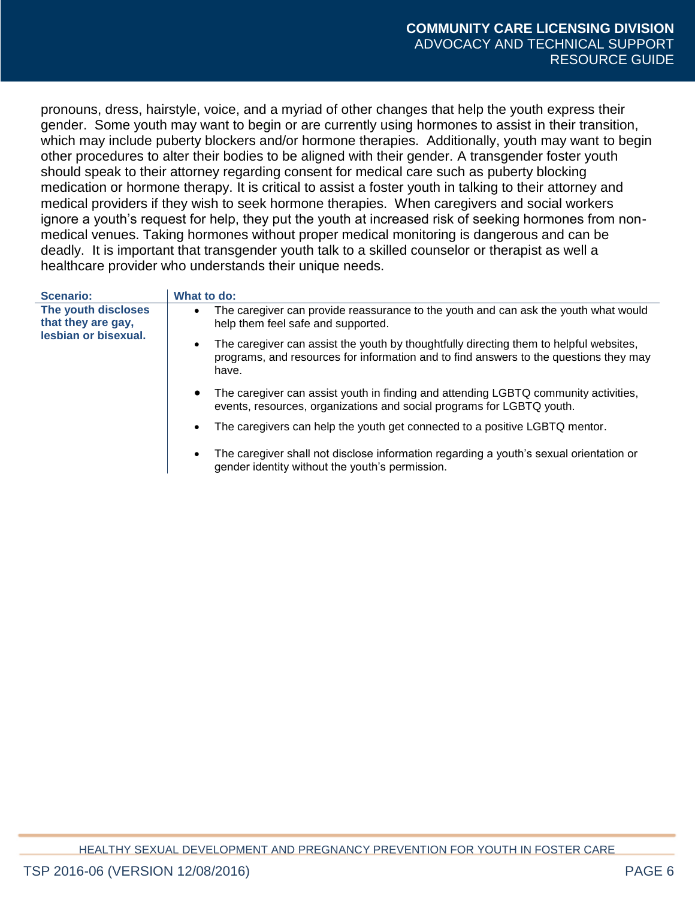pronouns, dress, hairstyle, voice, and a myriad of other changes that help the youth express their gender. Some youth may want to begin or are currently using hormones to assist in their transition, which may include puberty blockers and/or hormone therapies. Additionally, youth may want to begin other procedures to alter their bodies to be aligned with their gender. A transgender foster youth should speak to their attorney regarding consent for medical care such as puberty blocking medication or hormone therapy. It is critical to assist a foster youth in talking to their attorney and medical providers if they wish to seek hormone therapies. When caregivers and social workers ignore a youth's request for help, they put the youth at increased risk of seeking hormones from non-medical venues. Taking hormones without proper medical monitoring is dangerous and can be deadly. It is important that transgender youth talk to a skilled counselor or therapist as well a healthcare provider who understands their unique needs.

| Scenario: | What to do: |
|---|---|
| **The youth discloses that they are gay, lesbian or bisexual.** | • The caregiver can provide reassurance to the youth and can ask the youth what would help them feel safe and supported.<br>• The caregiver can assist the youth by thoughtfully directing them to helpful websites, programs, and resources for information and to find answers to the questions they may have.<br>• The caregiver can assist youth in finding and attending LGBTQ community activities, events, resources, organizations and social programs for LGBTQ youth.<br>• The caregivers can help the youth get connected to a positive LGBTQ mentor.<br>• The caregiver shall not disclose information regarding a youth's sexual orientation or gender identity without the youth's permission. |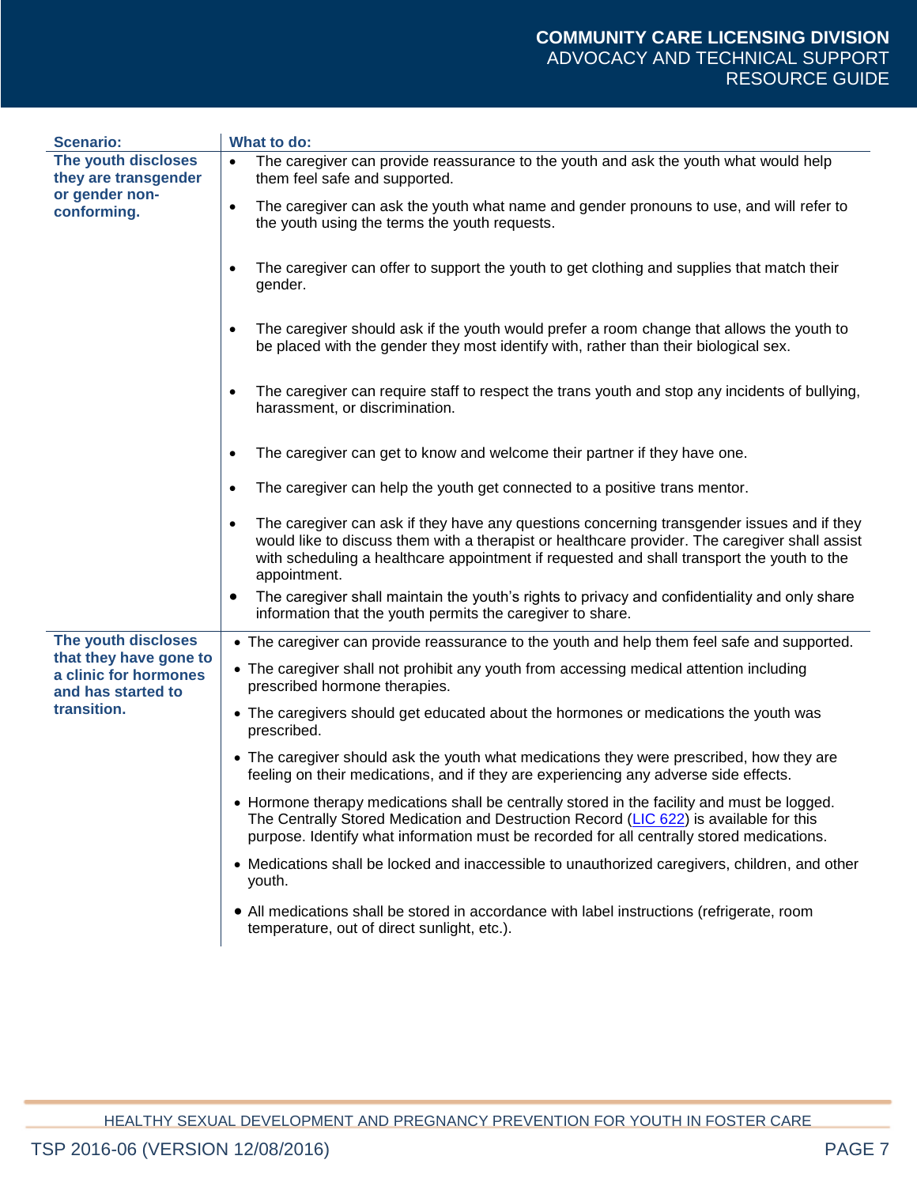| Scenario: | What to do: |
| --- | --- |
| **The youth discloses they are transgender or gender non-conforming.** | • The caregiver can provide reassurance to the youth and ask the youth what would help them feel safe and supported.<br>• The caregiver can ask the youth what name and gender pronouns to use, and will refer to the youth using the terms the youth requests.<br>• The caregiver can offer to support the youth to get clothing and supplies that match their gender.<br>• The caregiver should ask if the youth would prefer a room change that allows the youth to be placed with the gender they most identify with, rather than their biological sex.<br>• The caregiver can require staff to respect the trans youth and stop any incidents of bullying, harassment, or discrimination.<br>• The caregiver can get to know and welcome their partner if they have one.<br>• The caregiver can help the youth get connected to a positive trans mentor.<br>• The caregiver can ask if they have any questions concerning transgender issues and if they would like to discuss them with a therapist or healthcare provider. The caregiver shall assist with scheduling a healthcare appointment if requested and shall transport the youth to the appointment.<br>• The caregiver shall maintain the youth's rights to privacy and confidentiality and only share information that the youth permits the caregiver to share. |
| **The youth discloses that they have gone to a clinic for hormones and has started to transition.** | • The caregiver can provide reassurance to the youth and help them feel safe and supported.<br>• The caregiver shall not prohibit any youth from accessing medical attention including prescribed hormone therapies.<br>• The caregivers should get educated about the hormones or medications the youth was prescribed.<br>• The caregiver should ask the youth what medications they were prescribed, how they are feeling on their medications, and if they are experiencing any adverse side effects.<br>• Hormone therapy medications shall be centrally stored in the facility and must be logged. The Centrally Stored Medication and Destruction Record (LIC 622) is available for this purpose. Identify what information must be recorded for all centrally stored medications.<br>• Medications shall be locked and inaccessible to unauthorized caregivers, children, and other youth.<br>• All medications shall be stored in accordance with label instructions (refrigerate, room temperature, out of direct sunlight, etc.). |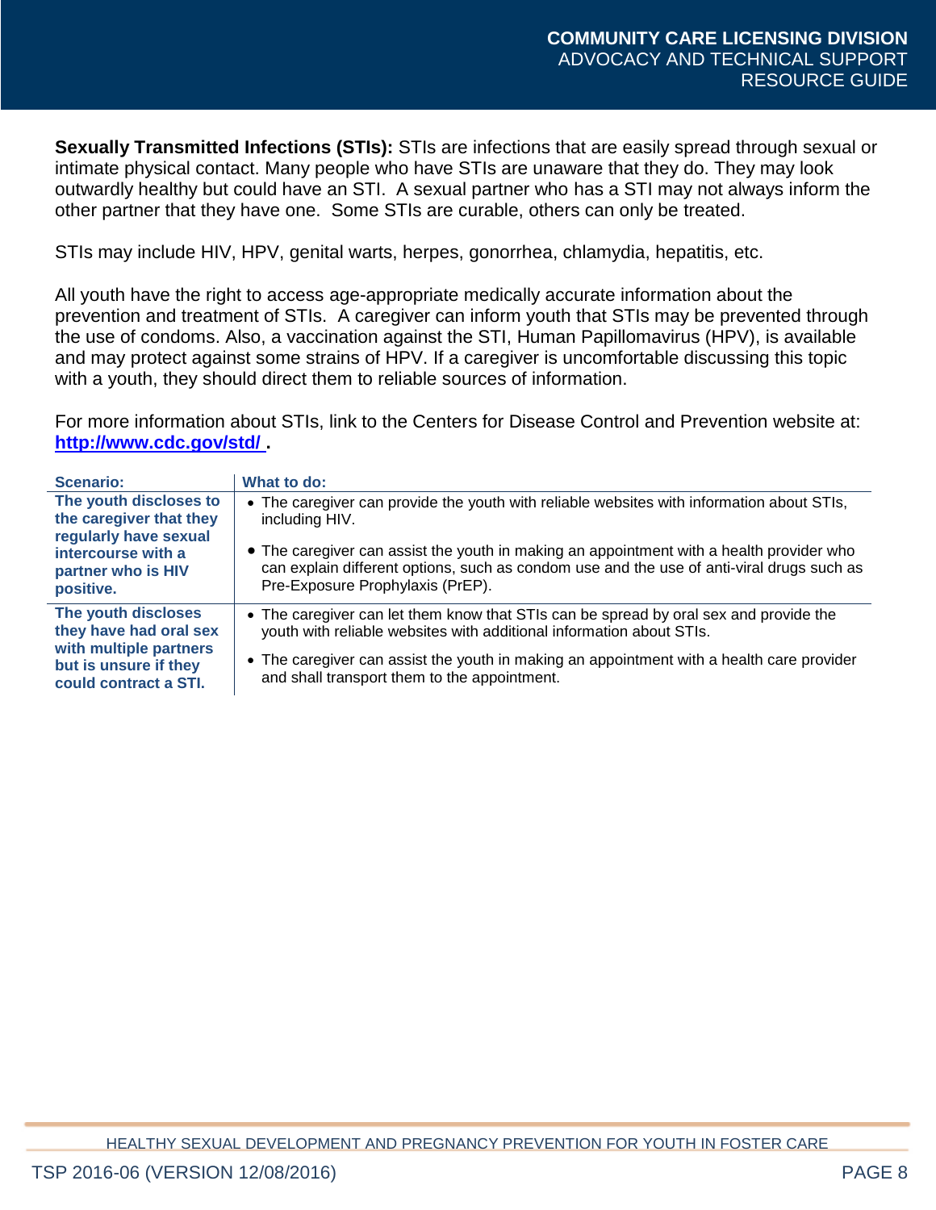**Sexually Transmitted Infections (STIs):** STIs are infections that are easily spread through sexual or intimate physical contact. Many people who have STIs are unaware that they do. They may look outwardly healthy but could have an STI. A sexual partner who has a STI may not always inform the other partner that they have one. Some STIs are curable, others can only be treated.

STIs may include HIV, HPV, genital warts, herpes, gonorrhea, chlamydia, hepatitis, etc.

All youth have the right to access age-appropriate medically accurate information about the prevention and treatment of STIs. A caregiver can inform youth that STIs may be prevented through the use of condoms. Also, a vaccination against the STI, Human Papillomavirus (HPV), is available and may protect against some strains of HPV. If a caregiver is uncomfortable discussing this topic with a youth, they should direct them to reliable sources of information.

For more information about STIs, link to the Centers for Disease Control and Prevention website at: **http://www.cdc.gov/std/** .

| Scenario: | What to do: |
|---|---|
| **The youth discloses to the caregiver that they regularly have sexual intercourse with a partner who is HIV positive.** | • The caregiver can provide the youth with reliable websites with information about STIs, including HIV.<br>• The caregiver can assist the youth in making an appointment with a health provider who can explain different options, such as condom use and the use of anti-viral drugs such as Pre-Exposure Prophylaxis (PrEP). |
| **The youth discloses they have had oral sex with multiple partners but is unsure if they could contract a STI.** | • The caregiver can let them know that STIs can be spread by oral sex and provide the youth with reliable websites with additional information about STIs.<br>• The caregiver can assist the youth in making an appointment with a health care provider and shall transport them to the appointment. |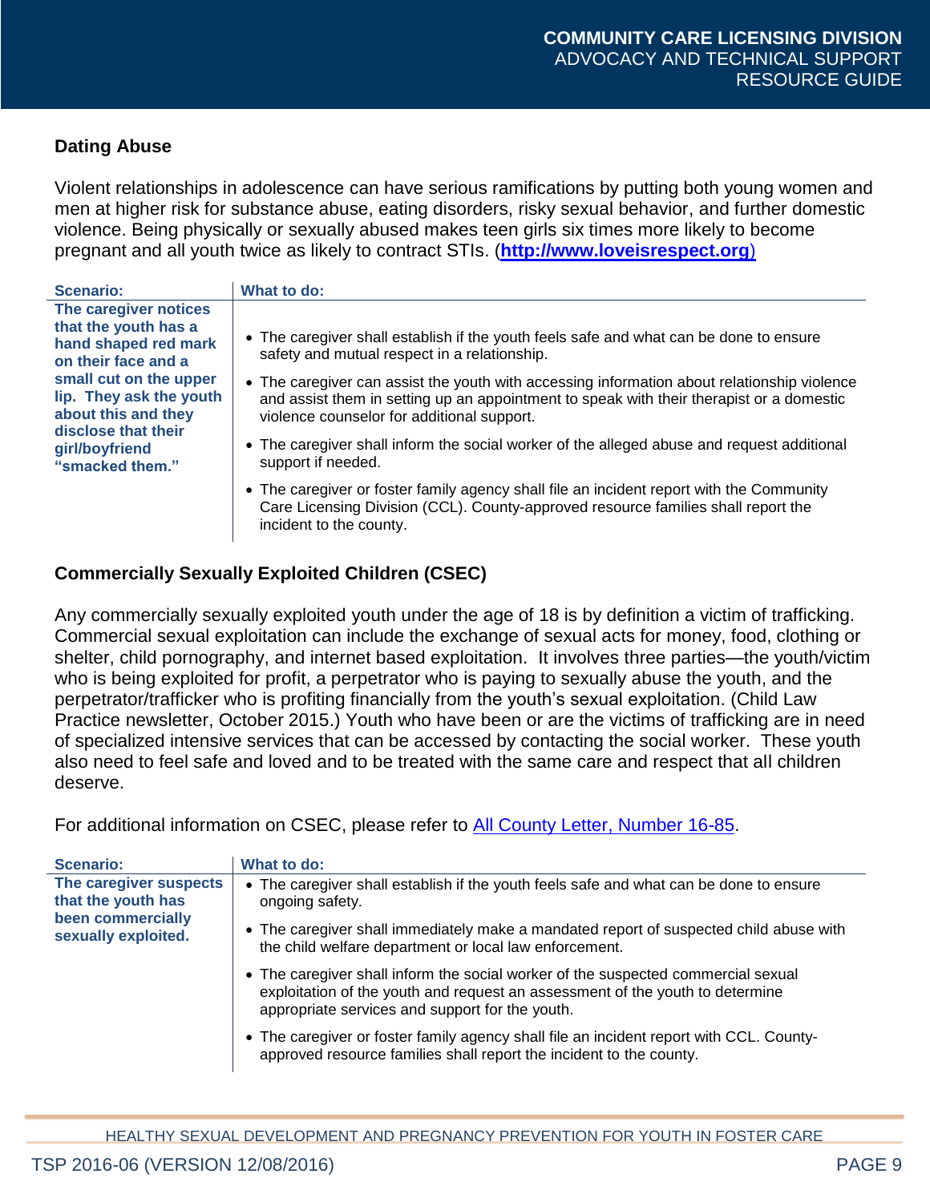### Dating Abuse

Violent relationships in adolescence can have serious ramifications by putting both young women and men at higher risk for substance abuse, eating disorders, risky sexual behavior, and further domestic violence. Being physically or sexually abused makes teen girls six times more likely to become pregnant and all youth twice as likely to contract STIs. (**http://www.loveisrespect.org**)

| Scenario: | What to do: |
| --- | --- |
| **The caregiver notices that the youth has a hand shaped red mark on their face and a small cut on the upper lip. They ask the youth about this and they disclose that their girl/boyfriend "smacked them."** | • The caregiver shall establish if the youth feels safe and what can be done to ensure safety and mutual respect in a relationship.<br>• The caregiver can assist the youth with accessing information about relationship violence and assist them in setting up an appointment to speak with their therapist or a domestic violence counselor for additional support.<br>• The caregiver shall inform the social worker of the alleged abuse and request additional support if needed.<br>• The caregiver or foster family agency shall file an incident report with the Community Care Licensing Division (CCL). County-approved resource families shall report the incident to the county. |

### Commercially Sexually Exploited Children (CSEC)

Any commercially sexually exploited youth under the age of 18 is by definition a victim of trafficking. Commercial sexual exploitation can include the exchange of sexual acts for money, food, clothing or shelter, child pornography, and internet based exploitation. It involves three parties—the youth/victim who is being exploited for profit, a perpetrator who is paying to sexually abuse the youth, and the perpetrator/trafficker who is profiting financially from the youth's sexual exploitation. (Child Law Practice newsletter, October 2015.) Youth who have been or are the victims of trafficking are in need of specialized intensive services that can be accessed by contacting the social worker. These youth also need to feel safe and loved and to be treated with the same care and respect that all children deserve.

For additional information on CSEC, please refer to All County Letter, Number 16-85.

| Scenario: | What to do: |
| --- | --- |
| **The caregiver suspects that the youth has been commercially sexually exploited.** | • The caregiver shall establish if the youth feels safe and what can be done to ensure ongoing safety.<br>• The caregiver shall immediately make a mandated report of suspected child abuse with the child welfare department or local law enforcement.<br>• The caregiver shall inform the social worker of the suspected commercial sexual exploitation of the youth and request an assessment of the youth to determine appropriate services and support for the youth.<br>• The caregiver or foster family agency shall file an incident report with CCL. County-approved resource families shall report the incident to the county. |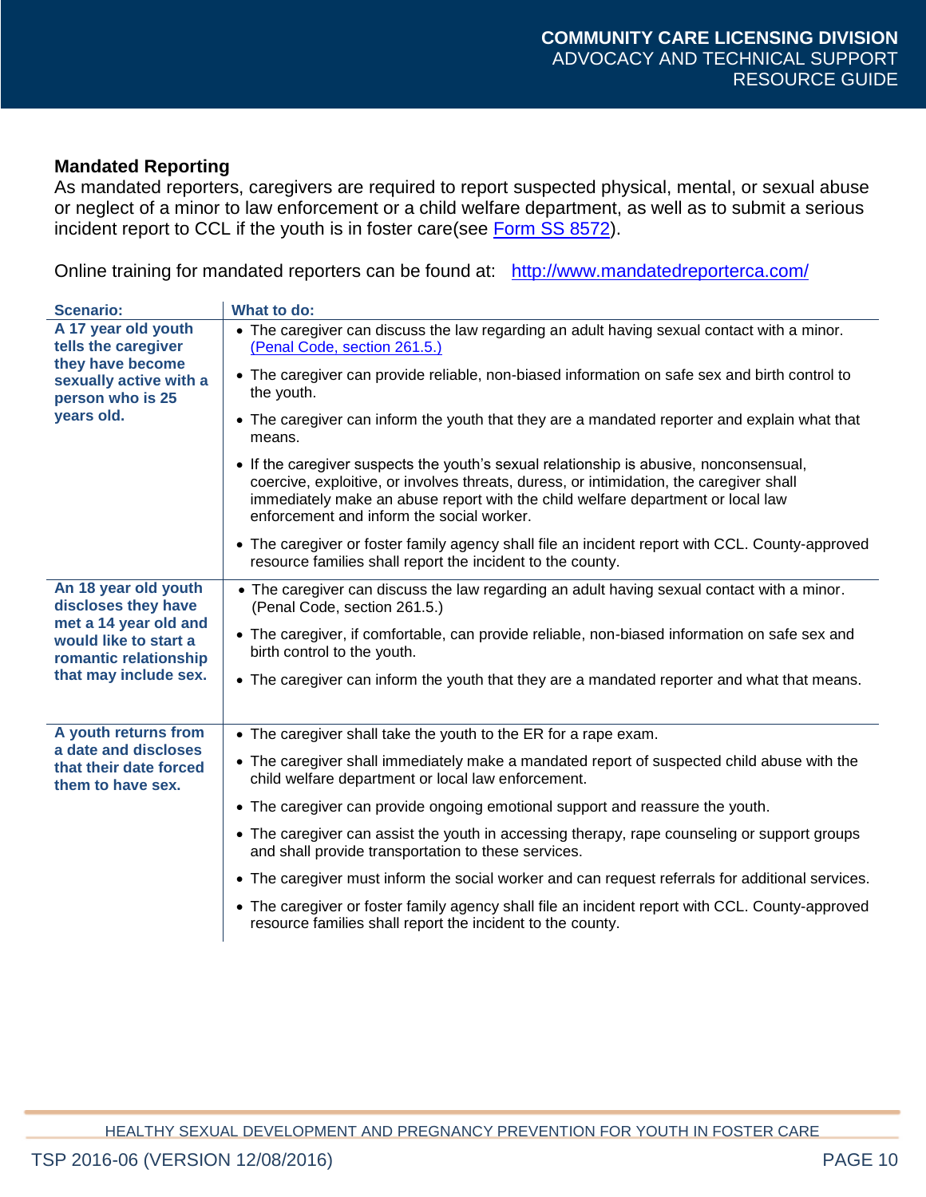**Mandated Reporting**

As mandated reporters, caregivers are required to report suspected physical, mental, or sexual abuse or neglect of a minor to law enforcement or a child welfare department, as well as to submit a serious incident report to CCL if the youth is in foster care(see Form SS 8572).

Online training for mandated reporters can be found at: http://www.mandatedreporterca.com/

| Scenario: | What to do: |
|---|---|
| **A 17 year old youth tells the caregiver they have become sexually active with a person who is 25 years old.** | • The caregiver can discuss the law regarding an adult having sexual contact with a minor. (Penal Code, section 261.5.)<br>• The caregiver can provide reliable, non-biased information on safe sex and birth control to the youth.<br>• The caregiver can inform the youth that they are a mandated reporter and explain what that means.<br>• If the caregiver suspects the youth's sexual relationship is abusive, nonconsensual, coercive, exploitive, or involves threats, duress, or intimidation, the caregiver shall immediately make an abuse report with the child welfare department or local law enforcement and inform the social worker.<br>• The caregiver or foster family agency shall file an incident report with CCL. County-approved resource families shall report the incident to the county. |
| **An 18 year old youth discloses they have met a 14 year old and would like to start a romantic relationship that may include sex.** | • The caregiver can discuss the law regarding an adult having sexual contact with a minor. (Penal Code, section 261.5.)<br>• The caregiver, if comfortable, can provide reliable, non-biased information on safe sex and birth control to the youth.<br>• The caregiver can inform the youth that they are a mandated reporter and what that means. |
| **A youth returns from a date and discloses that their date forced them to have sex.** | • The caregiver shall take the youth to the ER for a rape exam.<br>• The caregiver shall immediately make a mandated report of suspected child abuse with the child welfare department or local law enforcement.<br>• The caregiver can provide ongoing emotional support and reassure the youth.<br>• The caregiver can assist the youth in accessing therapy, rape counseling or support groups and shall provide transportation to these services.<br>• The caregiver must inform the social worker and can request referrals for additional services.<br>• The caregiver or foster family agency shall file an incident report with CCL. County-approved resource families shall report the incident to the county. |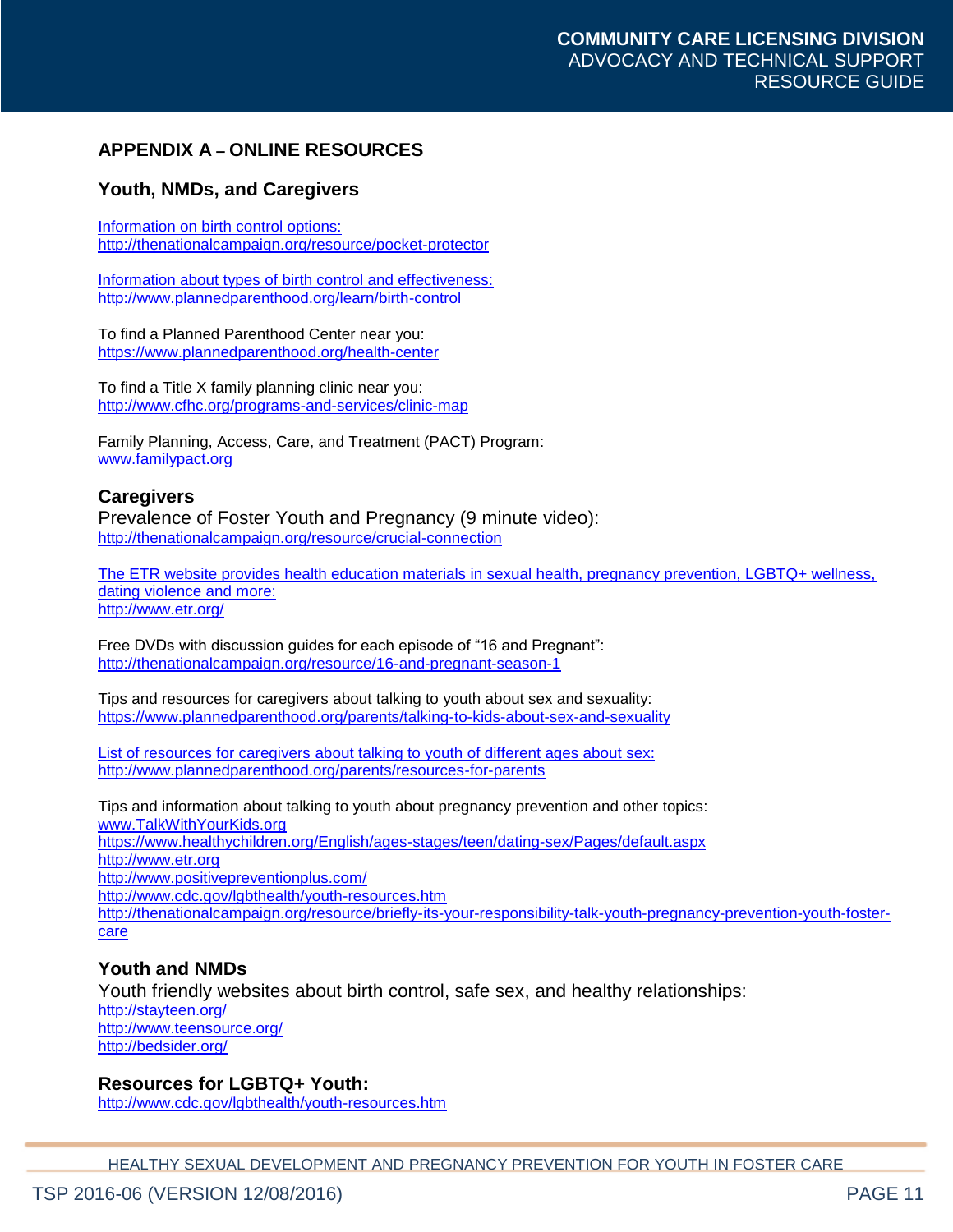## APPENDIX A – ONLINE RESOURCES

### Youth, NMDs, and Caregivers

Information on birth control options:
http://thenationalcampaign.org/resource/pocket-protector

Information about types of birth control and effectiveness:
http://www.plannedparenthood.org/learn/birth-control

To find a Planned Parenthood Center near you:
https://www.plannedparenthood.org/health-center

To find a Title X family planning clinic near you:
http://www.cfhc.org/programs-and-services/clinic-map

Family Planning, Access, Care, and Treatment (PACT) Program:
www.familypact.org

### Caregivers

Prevalence of Foster Youth and Pregnancy (9 minute video):
http://thenationalcampaign.org/resource/crucial-connection

The ETR website provides health education materials in sexual health, pregnancy prevention, LGBTQ+ wellness, dating violence and more:
http://www.etr.org/

Free DVDs with discussion guides for each episode of "16 and Pregnant":
http://thenationalcampaign.org/resource/16-and-pregnant-season-1

Tips and resources for caregivers about talking to youth about sex and sexuality:
https://www.plannedparenthood.org/parents/talking-to-kids-about-sex-and-sexuality

List of resources for caregivers about talking to youth of different ages about sex:
http://www.plannedparenthood.org/parents/resources-for-parents

Tips and information about talking to youth about pregnancy prevention and other topics:
www.TalkWithYourKids.org
https://www.healthychildren.org/English/ages-stages/teen/dating-sex/Pages/default.aspx
http://www.etr.org
http://www.positivepreventionplus.com/
http://www.cdc.gov/lgbthealth/youth-resources.htm
http://thenationalcampaign.org/resource/briefly-its-your-responsibility-talk-youth-pregnancy-prevention-youth-foster-care

### Youth and NMDs

Youth friendly websites about birth control, safe sex, and healthy relationships:
http://stayteen.org/
http://www.teensource.org/
http://bedsider.org/

### Resources for LGBTQ+ Youth:

http://www.cdc.gov/lgbthealth/youth-resources.htm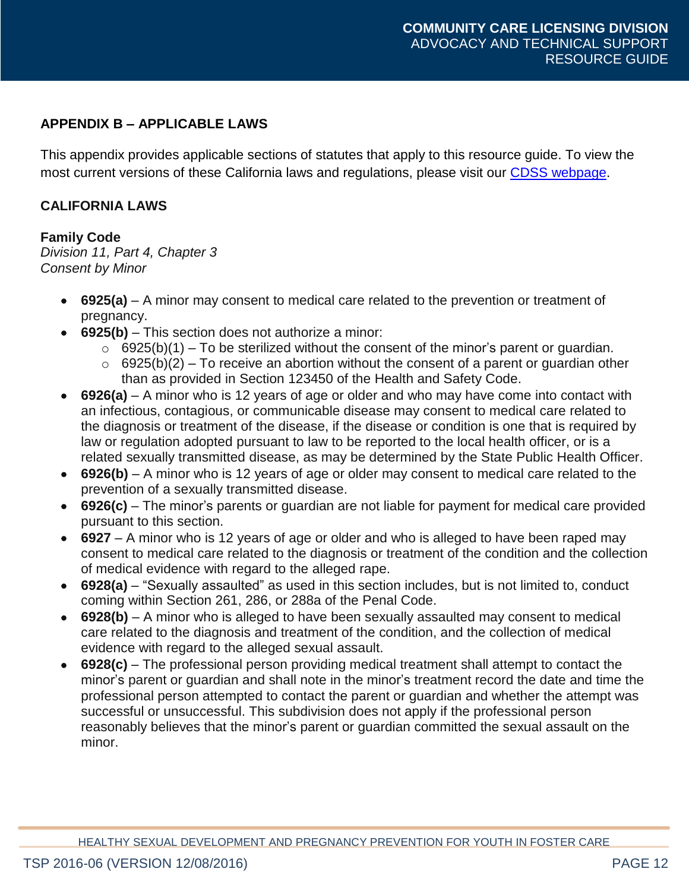## APPENDIX B – APPLICABLE LAWS

This appendix provides applicable sections of statutes that apply to this resource guide. To view the most current versions of these California laws and regulations, please visit our CDSS webpage.

### CALIFORNIA LAWS

**Family Code**
*Division 11, Part 4, Chapter 3*
*Consent by Minor*

- **6925(a)** – A minor may consent to medical care related to the prevention or treatment of pregnancy.
- **6925(b)** – This section does not authorize a minor:
  - 6925(b)(1) – To be sterilized without the consent of the minor's parent or guardian.
  - 6925(b)(2) – To receive an abortion without the consent of a parent or guardian other than as provided in Section 123450 of the Health and Safety Code.
- **6926(a)** – A minor who is 12 years of age or older and who may have come into contact with an infectious, contagious, or communicable disease may consent to medical care related to the diagnosis or treatment of the disease, if the disease or condition is one that is required by law or regulation adopted pursuant to law to be reported to the local health officer, or is a related sexually transmitted disease, as may be determined by the State Public Health Officer.
- **6926(b)** – A minor who is 12 years of age or older may consent to medical care related to the prevention of a sexually transmitted disease.
- **6926(c)** – The minor's parents or guardian are not liable for payment for medical care provided pursuant to this section.
- **6927** – A minor who is 12 years of age or older and who is alleged to have been raped may consent to medical care related to the diagnosis or treatment of the condition and the collection of medical evidence with regard to the alleged rape.
- **6928(a)** – "Sexually assaulted" as used in this section includes, but is not limited to, conduct coming within Section 261, 286, or 288a of the Penal Code.
- **6928(b)** – A minor who is alleged to have been sexually assaulted may consent to medical care related to the diagnosis and treatment of the condition, and the collection of medical evidence with regard to the alleged sexual assault.
- **6928(c)** – The professional person providing medical treatment shall attempt to contact the minor's parent or guardian and shall note in the minor's treatment record the date and time the professional person attempted to contact the parent or guardian and whether the attempt was successful or unsuccessful. This subdivision does not apply if the professional person reasonably believes that the minor's parent or guardian committed the sexual assault on the minor.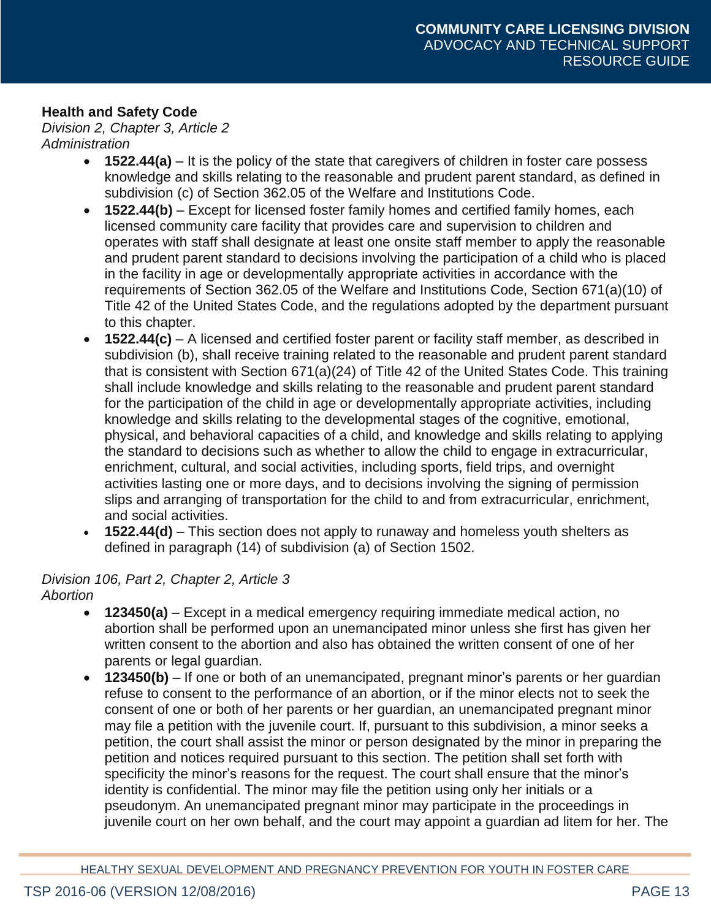**Health and Safety Code**

*Division 2, Chapter 3, Article 2*
*Administration*

- **1522.44(a)** – It is the policy of the state that caregivers of children in foster care possess knowledge and skills relating to the reasonable and prudent parent standard, as defined in subdivision (c) of Section 362.05 of the Welfare and Institutions Code.
- **1522.44(b)** – Except for licensed foster family homes and certified family homes, each licensed community care facility that provides care and supervision to children and operates with staff shall designate at least one onsite staff member to apply the reasonable and prudent parent standard to decisions involving the participation of a child who is placed in the facility in age or developmentally appropriate activities in accordance with the requirements of Section 362.05 of the Welfare and Institutions Code, Section 671(a)(10) of Title 42 of the United States Code, and the regulations adopted by the department pursuant to this chapter.
- **1522.44(c)** – A licensed and certified foster parent or facility staff member, as described in subdivision (b), shall receive training related to the reasonable and prudent parent standard that is consistent with Section 671(a)(24) of Title 42 of the United States Code. This training shall include knowledge and skills relating to the reasonable and prudent parent standard for the participation of the child in age or developmentally appropriate activities, including knowledge and skills relating to the developmental stages of the cognitive, emotional, physical, and behavioral capacities of a child, and knowledge and skills relating to applying the standard to decisions such as whether to allow the child to engage in extracurricular, enrichment, cultural, and social activities, including sports, field trips, and overnight activities lasting one or more days, and to decisions involving the signing of permission slips and arranging of transportation for the child to and from extracurricular, enrichment, and social activities.
- **1522.44(d)** – This section does not apply to runaway and homeless youth shelters as defined in paragraph (14) of subdivision (a) of Section 1502.

*Division 106, Part 2, Chapter 2, Article 3*
*Abortion*

- **123450(a)** – Except in a medical emergency requiring immediate medical action, no abortion shall be performed upon an unemancipated minor unless she first has given her written consent to the abortion and also has obtained the written consent of one of her parents or legal guardian.
- **123450(b)** – If one or both of an unemancipated, pregnant minor's parents or her guardian refuse to consent to the performance of an abortion, or if the minor elects not to seek the consent of one or both of her parents or her guardian, an unemancipated pregnant minor may file a petition with the juvenile court. If, pursuant to this subdivision, a minor seeks a petition, the court shall assist the minor or person designated by the minor in preparing the petition and notices required pursuant to this section. The petition shall set forth with specificity the minor's reasons for the request. The court shall ensure that the minor's identity is confidential. The minor may file the petition using only her initials or a pseudonym. An unemancipated pregnant minor may participate in the proceedings in juvenile court on her own behalf, and the court may appoint a guardian ad litem for her. The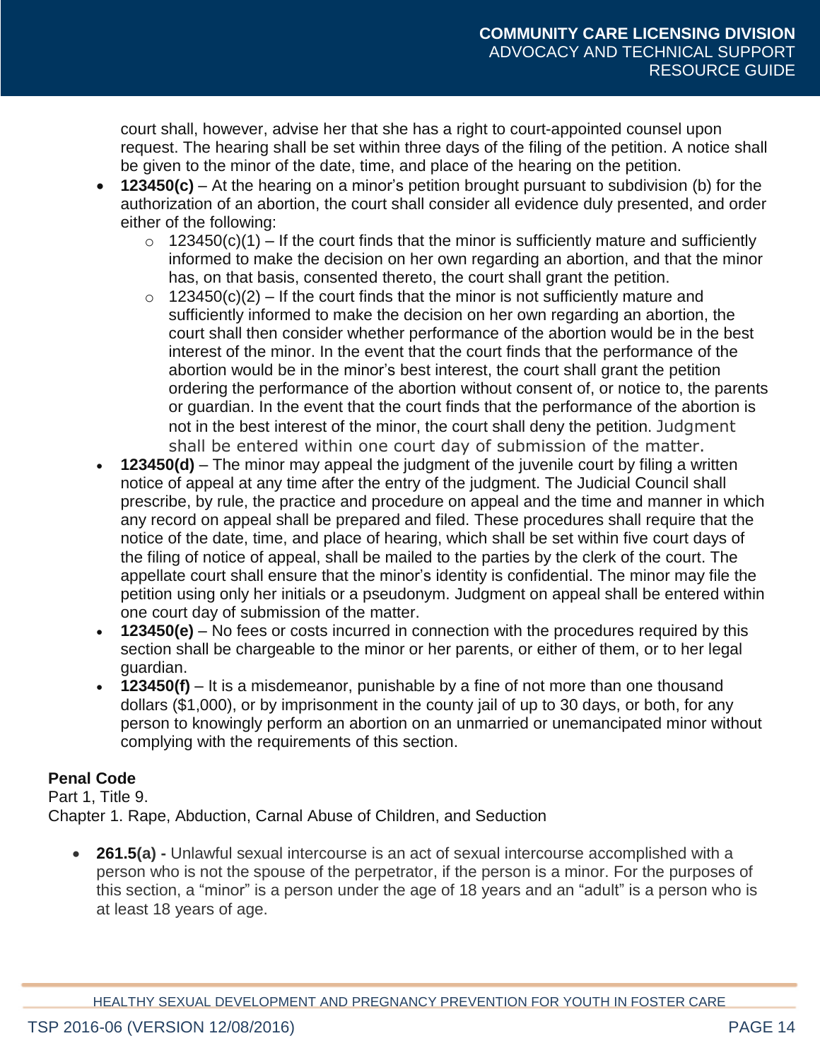court shall, however, advise her that she has a right to court-appointed counsel upon request. The hearing shall be set within three days of the filing of the petition. A notice shall be given to the minor of the date, time, and place of the hearing on the petition.

- **123450(c)** – At the hearing on a minor's petition brought pursuant to subdivision (b) for the authorization of an abortion, the court shall consider all evidence duly presented, and order either of the following:
  - 123450(c)(1) – If the court finds that the minor is sufficiently mature and sufficiently informed to make the decision on her own regarding an abortion, and that the minor has, on that basis, consented thereto, the court shall grant the petition.
  - 123450(c)(2) – If the court finds that the minor is not sufficiently mature and sufficiently informed to make the decision on her own regarding an abortion, the court shall then consider whether performance of the abortion would be in the best interest of the minor. In the event that the court finds that the performance of the abortion would be in the minor's best interest, the court shall grant the petition ordering the performance of the abortion without consent of, or notice to, the parents or guardian. In the event that the court finds that the performance of the abortion is not in the best interest of the minor, the court shall deny the petition. Judgment shall be entered within one court day of submission of the matter.
- **123450(d)** – The minor may appeal the judgment of the juvenile court by filing a written notice of appeal at any time after the entry of the judgment. The Judicial Council shall prescribe, by rule, the practice and procedure on appeal and the time and manner in which any record on appeal shall be prepared and filed. These procedures shall require that the notice of the date, time, and place of hearing, which shall be set within five court days of the filing of notice of appeal, shall be mailed to the parties by the clerk of the court. The appellate court shall ensure that the minor's identity is confidential. The minor may file the petition using only her initials or a pseudonym. Judgment on appeal shall be entered within one court day of submission of the matter.
- **123450(e)** – No fees or costs incurred in connection with the procedures required by this section shall be chargeable to the minor or her parents, or either of them, or to her legal guardian.
- **123450(f)** – It is a misdemeanor, punishable by a fine of not more than one thousand dollars ($1,000), or by imprisonment in the county jail of up to 30 days, or both, for any person to knowingly perform an abortion on an unmarried or unemancipated minor without complying with the requirements of this section.

**Penal Code**

Part 1, Title 9.

Chapter 1. Rape, Abduction, Carnal Abuse of Children, and Seduction

- **261.5(a) -** Unlawful sexual intercourse is an act of sexual intercourse accomplished with a person who is not the spouse of the perpetrator, if the person is a minor. For the purposes of this section, a "minor" is a person under the age of 18 years and an "adult" is a person who is at least 18 years of age.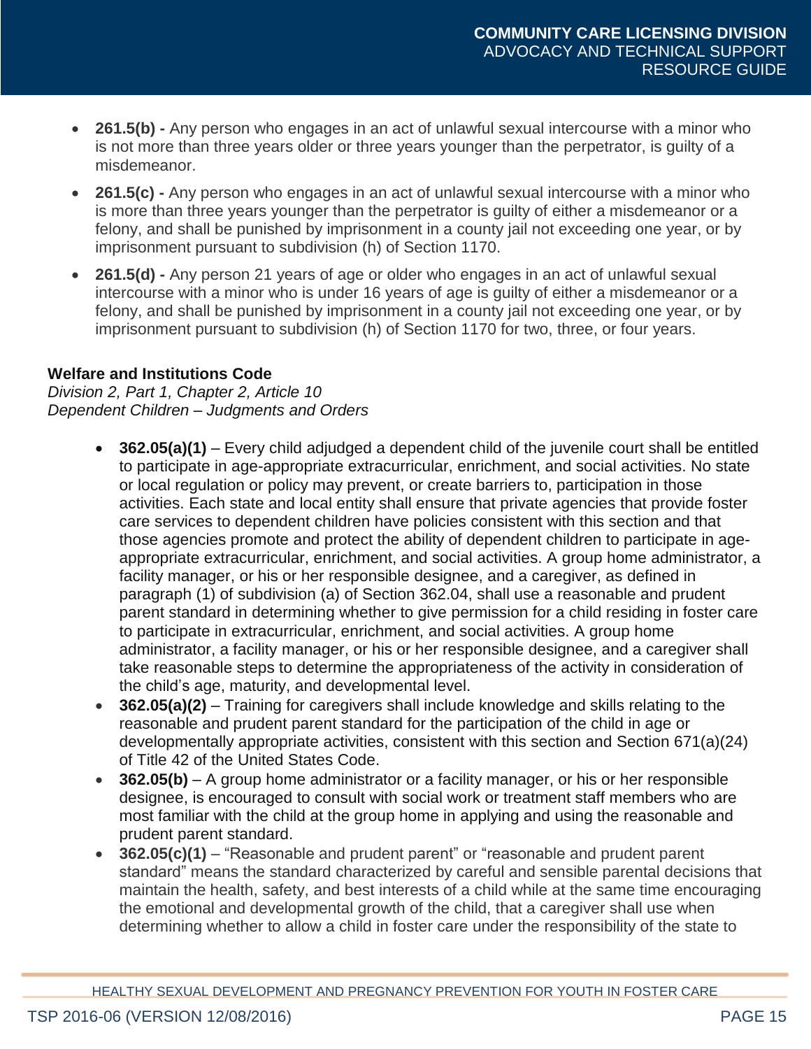- **261.5(b) -** Any person who engages in an act of unlawful sexual intercourse with a minor who is not more than three years older or three years younger than the perpetrator, is guilty of a misdemeanor.
- **261.5(c) -** Any person who engages in an act of unlawful sexual intercourse with a minor who is more than three years younger than the perpetrator is guilty of either a misdemeanor or a felony, and shall be punished by imprisonment in a county jail not exceeding one year, or by imprisonment pursuant to subdivision (h) of Section 1170.
- **261.5(d) -** Any person 21 years of age or older who engages in an act of unlawful sexual intercourse with a minor who is under 16 years of age is guilty of either a misdemeanor or a felony, and shall be punished by imprisonment in a county jail not exceeding one year, or by imprisonment pursuant to subdivision (h) of Section 1170 for two, three, or four years.

**Welfare and Institutions Code**
*Division 2, Part 1, Chapter 2, Article 10*
*Dependent Children – Judgments and Orders*

- **362.05(a)(1)** – Every child adjudged a dependent child of the juvenile court shall be entitled to participate in age-appropriate extracurricular, enrichment, and social activities. No state or local regulation or policy may prevent, or create barriers to, participation in those activities. Each state and local entity shall ensure that private agencies that provide foster care services to dependent children have policies consistent with this section and that those agencies promote and protect the ability of dependent children to participate in age-appropriate extracurricular, enrichment, and social activities. A group home administrator, a facility manager, or his or her responsible designee, and a caregiver, as defined in paragraph (1) of subdivision (a) of Section 362.04, shall use a reasonable and prudent parent standard in determining whether to give permission for a child residing in foster care to participate in extracurricular, enrichment, and social activities. A group home administrator, a facility manager, or his or her responsible designee, and a caregiver shall take reasonable steps to determine the appropriateness of the activity in consideration of the child's age, maturity, and developmental level.
- **362.05(a)(2)** – Training for caregivers shall include knowledge and skills relating to the reasonable and prudent parent standard for the participation of the child in age or developmentally appropriate activities, consistent with this section and Section 671(a)(24) of Title 42 of the United States Code.
- **362.05(b)** – A group home administrator or a facility manager, or his or her responsible designee, is encouraged to consult with social work or treatment staff members who are most familiar with the child at the group home in applying and using the reasonable and prudent parent standard.
- **362.05(c)(1)** – "Reasonable and prudent parent" or "reasonable and prudent parent standard" means the standard characterized by careful and sensible parental decisions that maintain the health, safety, and best interests of a child while at the same time encouraging the emotional and developmental growth of the child, that a caregiver shall use when determining whether to allow a child in foster care under the responsibility of the state to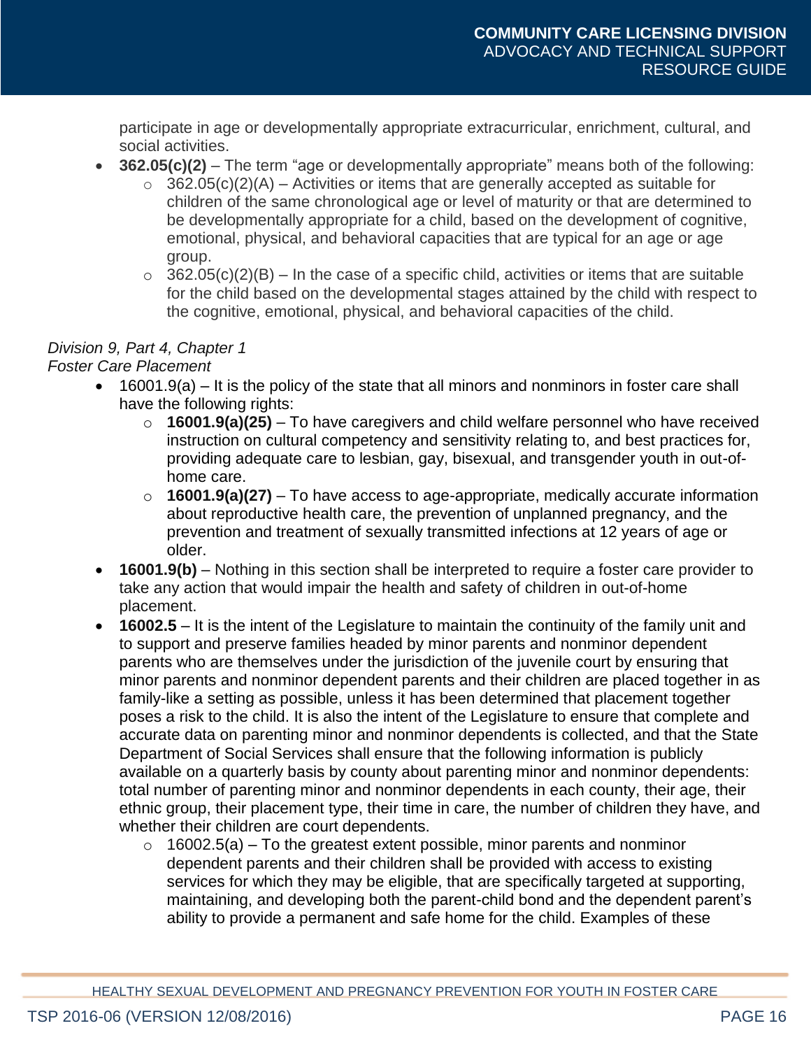participate in age or developmentally appropriate extracurricular, enrichment, cultural, and social activities.

- **362.05(c)(2)** – The term "age or developmentally appropriate" means both of the following:
  - 362.05(c)(2)(A) – Activities or items that are generally accepted as suitable for children of the same chronological age or level of maturity or that are determined to be developmentally appropriate for a child, based on the development of cognitive, emotional, physical, and behavioral capacities that are typical for an age or age group.
  - 362.05(c)(2)(B) – In the case of a specific child, activities or items that are suitable for the child based on the developmental stages attained by the child with respect to the cognitive, emotional, physical, and behavioral capacities of the child.

*Division 9, Part 4, Chapter 1*
*Foster Care Placement*

- 16001.9(a) – It is the policy of the state that all minors and nonminors in foster care shall have the following rights:
  - **16001.9(a)(25)** – To have caregivers and child welfare personnel who have received instruction on cultural competency and sensitivity relating to, and best practices for, providing adequate care to lesbian, gay, bisexual, and transgender youth in out-of-home care.
  - **16001.9(a)(27)** – To have access to age-appropriate, medically accurate information about reproductive health care, the prevention of unplanned pregnancy, and the prevention and treatment of sexually transmitted infections at 12 years of age or older.
- **16001.9(b)** – Nothing in this section shall be interpreted to require a foster care provider to take any action that would impair the health and safety of children in out-of-home placement.
- **16002.5** – It is the intent of the Legislature to maintain the continuity of the family unit and to support and preserve families headed by minor parents and nonminor dependent parents who are themselves under the jurisdiction of the juvenile court by ensuring that minor parents and nonminor dependent parents and their children are placed together in as family-like a setting as possible, unless it has been determined that placement together poses a risk to the child. It is also the intent of the Legislature to ensure that complete and accurate data on parenting minor and nonminor dependents is collected, and that the State Department of Social Services shall ensure that the following information is publicly available on a quarterly basis by county about parenting minor and nonminor dependents: total number of parenting minor and nonminor dependents in each county, their age, their ethnic group, their placement type, their time in care, the number of children they have, and whether their children are court dependents.
  - 16002.5(a) – To the greatest extent possible, minor parents and nonminor dependent parents and their children shall be provided with access to existing services for which they may be eligible, that are specifically targeted at supporting, maintaining, and developing both the parent-child bond and the dependent parent's ability to provide a permanent and safe home for the child. Examples of these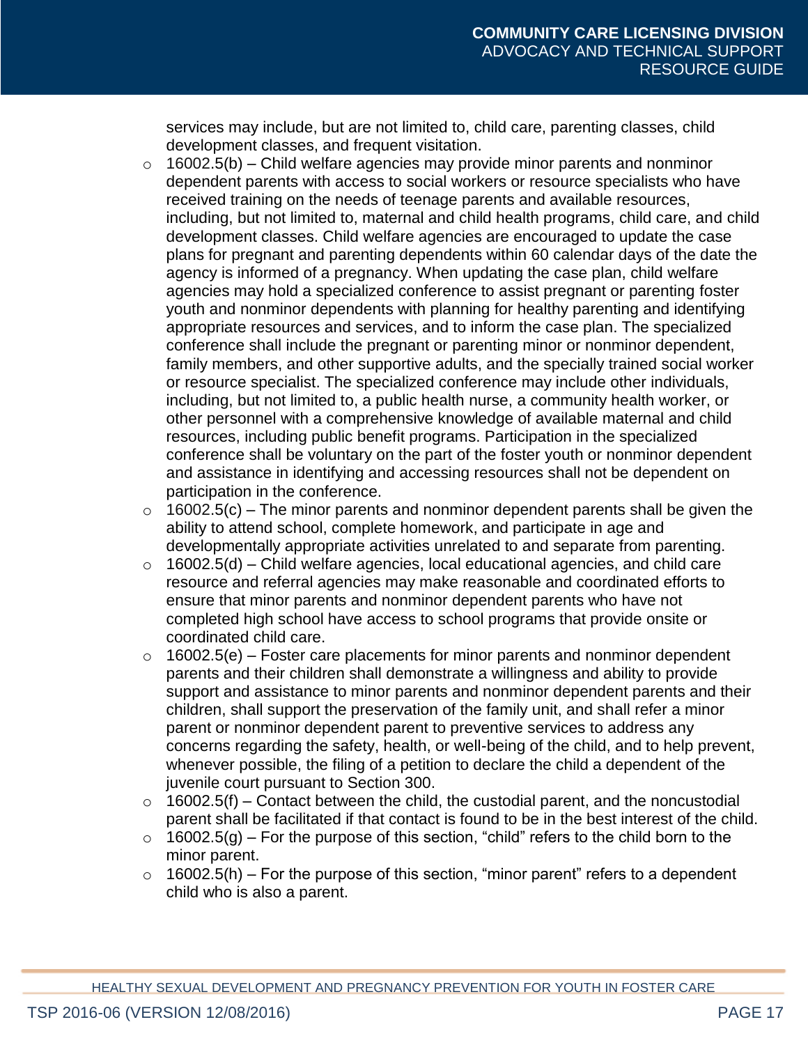services may include, but are not limited to, child care, parenting classes, child development classes, and frequent visitation.

- 16002.5(b) – Child welfare agencies may provide minor parents and nonminor dependent parents with access to social workers or resource specialists who have received training on the needs of teenage parents and available resources, including, but not limited to, maternal and child health programs, child care, and child development classes. Child welfare agencies are encouraged to update the case plans for pregnant and parenting dependents within 60 calendar days of the date the agency is informed of a pregnancy. When updating the case plan, child welfare agencies may hold a specialized conference to assist pregnant or parenting foster youth and nonminor dependents with planning for healthy parenting and identifying appropriate resources and services, and to inform the case plan. The specialized conference shall include the pregnant or parenting minor or nonminor dependent, family members, and other supportive adults, and the specially trained social worker or resource specialist. The specialized conference may include other individuals, including, but not limited to, a public health nurse, a community health worker, or other personnel with a comprehensive knowledge of available maternal and child resources, including public benefit programs. Participation in the specialized conference shall be voluntary on the part of the foster youth or nonminor dependent and assistance in identifying and accessing resources shall not be dependent on participation in the conference.
- 16002.5(c) – The minor parents and nonminor dependent parents shall be given the ability to attend school, complete homework, and participate in age and developmentally appropriate activities unrelated to and separate from parenting.
- 16002.5(d) – Child welfare agencies, local educational agencies, and child care resource and referral agencies may make reasonable and coordinated efforts to ensure that minor parents and nonminor dependent parents who have not completed high school have access to school programs that provide onsite or coordinated child care.
- 16002.5(e) – Foster care placements for minor parents and nonminor dependent parents and their children shall demonstrate a willingness and ability to provide support and assistance to minor parents and nonminor dependent parents and their children, shall support the preservation of the family unit, and shall refer a minor parent or nonminor dependent parent to preventive services to address any concerns regarding the safety, health, or well-being of the child, and to help prevent, whenever possible, the filing of a petition to declare the child a dependent of the juvenile court pursuant to Section 300.
- 16002.5(f) – Contact between the child, the custodial parent, and the noncustodial parent shall be facilitated if that contact is found to be in the best interest of the child.
- 16002.5(g) – For the purpose of this section, "child" refers to the child born to the minor parent.
- 16002.5(h) – For the purpose of this section, "minor parent" refers to a dependent child who is also a parent.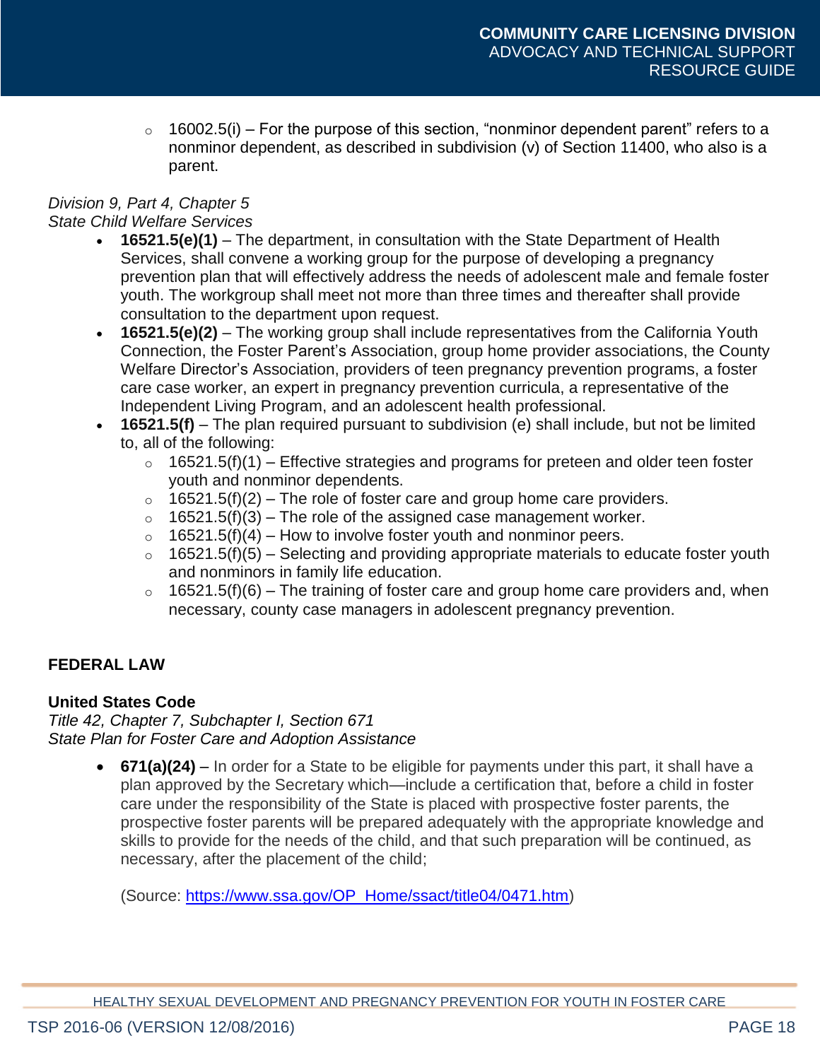- 16002.5(i) – For the purpose of this section, “nonminor dependent parent” refers to a nonminor dependent, as described in subdivision (v) of Section 11400, who also is a parent.

*Division 9, Part 4, Chapter 5*
*State Child Welfare Services*

- **16521.5(e)(1)** – The department, in consultation with the State Department of Health Services, shall convene a working group for the purpose of developing a pregnancy prevention plan that will effectively address the needs of adolescent male and female foster youth. The workgroup shall meet not more than three times and thereafter shall provide consultation to the department upon request.
- **16521.5(e)(2)** – The working group shall include representatives from the California Youth Connection, the Foster Parent’s Association, group home provider associations, the County Welfare Director’s Association, providers of teen pregnancy prevention programs, a foster care case worker, an expert in pregnancy prevention curricula, a representative of the Independent Living Program, and an adolescent health professional.
- **16521.5(f)** – The plan required pursuant to subdivision (e) shall include, but not be limited to, all of the following:
  - 16521.5(f)(1) – Effective strategies and programs for preteen and older teen foster youth and nonminor dependents.
  - 16521.5(f)(2) – The role of foster care and group home care providers.
  - 16521.5(f)(3) – The role of the assigned case management worker.
  - 16521.5(f)(4) – How to involve foster youth and nonminor peers.
  - 16521.5(f)(5) – Selecting and providing appropriate materials to educate foster youth and nonminors in family life education.
  - 16521.5(f)(6) – The training of foster care and group home care providers and, when necessary, county case managers in adolescent pregnancy prevention.

## FEDERAL LAW

**United States Code**
*Title 42, Chapter 7, Subchapter I, Section 671*
*State Plan for Foster Care and Adoption Assistance*

- **671(a)(24)** – In order for a State to be eligible for payments under this part, it shall have a plan approved by the Secretary which—include a certification that, before a child in foster care under the responsibility of the State is placed with prospective foster parents, the prospective foster parents will be prepared adequately with the appropriate knowledge and skills to provide for the needs of the child, and that such preparation will be continued, as necessary, after the placement of the child;

  (Source: https://www.ssa.gov/OP_Home/ssact/title04/0471.htm)